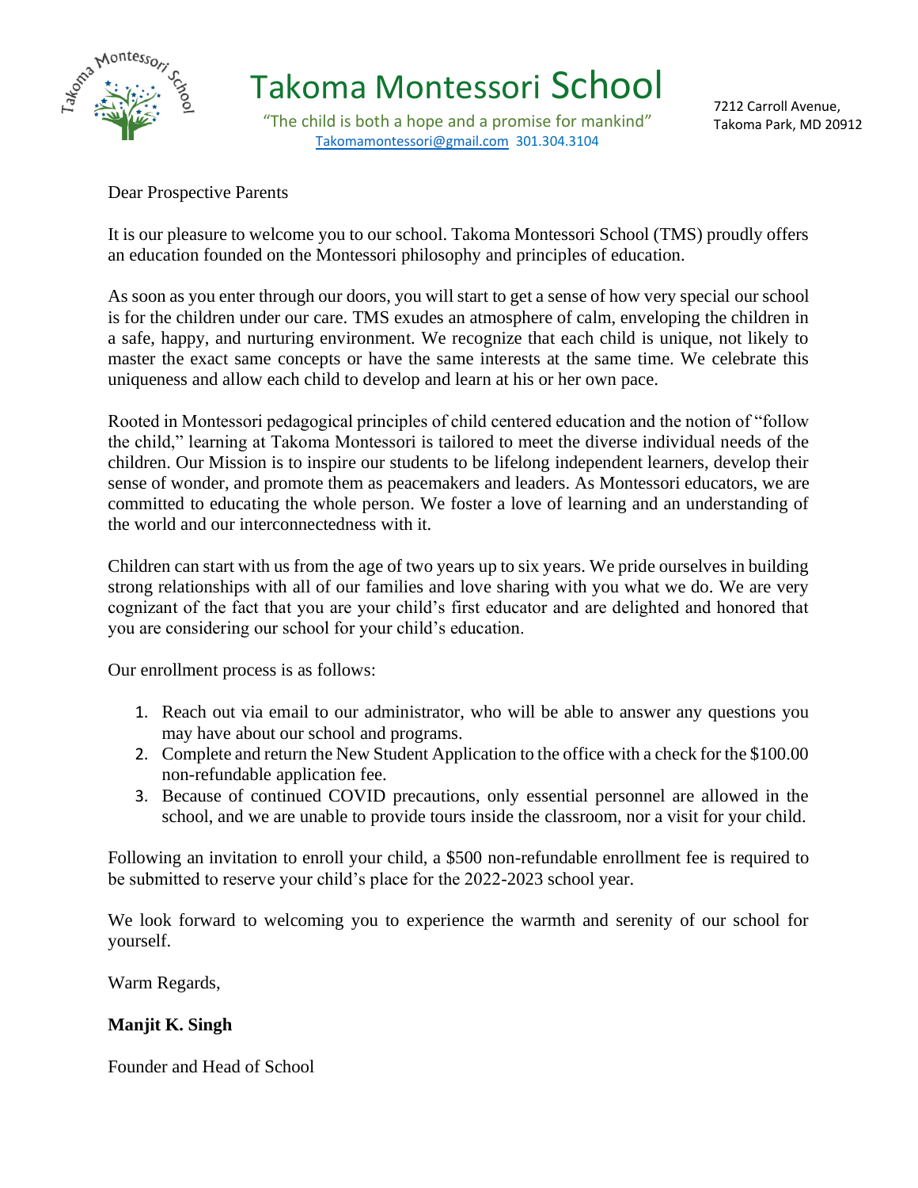# Takoma Montessori School

"The child is both a hope and a promise for mankind"

Takomamontessori@gmail.com 301.304.3104

7212 Carroll Avenue,
Takoma Park, MD 20912

Dear Prospective Parents

It is our pleasure to welcome you to our school. Takoma Montessori School (TMS) proudly offers an education founded on the Montessori philosophy and principles of education.

As soon as you enter through our doors, you will start to get a sense of how very special our school is for the children under our care. TMS exudes an atmosphere of calm, enveloping the children in a safe, happy, and nurturing environment. We recognize that each child is unique, not likely to master the exact same concepts or have the same interests at the same time. We celebrate this uniqueness and allow each child to develop and learn at his or her own pace.

Rooted in Montessori pedagogical principles of child centered education and the notion of "follow the child," learning at Takoma Montessori is tailored to meet the diverse individual needs of the children. Our Mission is to inspire our students to be lifelong independent learners, develop their sense of wonder, and promote them as peacemakers and leaders. As Montessori educators, we are committed to educating the whole person. We foster a love of learning and an understanding of the world and our interconnectedness with it.

Children can start with us from the age of two years up to six years. We pride ourselves in building strong relationships with all of our families and love sharing with you what we do. We are very cognizant of the fact that you are your child's first educator and are delighted and honored that you are considering our school for your child's education.

Our enrollment process is as follows:

1. Reach out via email to our administrator, who will be able to answer any questions you may have about our school and programs.
2. Complete and return the New Student Application to the office with a check for the $100.00 non-refundable application fee.
3. Because of continued COVID precautions, only essential personnel are allowed in the school, and we are unable to provide tours inside the classroom, nor a visit for your child.

Following an invitation to enroll your child, a $500 non-refundable enrollment fee is required to be submitted to reserve your child's place for the 2022-2023 school year.

We look forward to welcoming you to experience the warmth and serenity of our school for yourself.

Warm Regards,

**Manjit K. Singh**

Founder and Head of School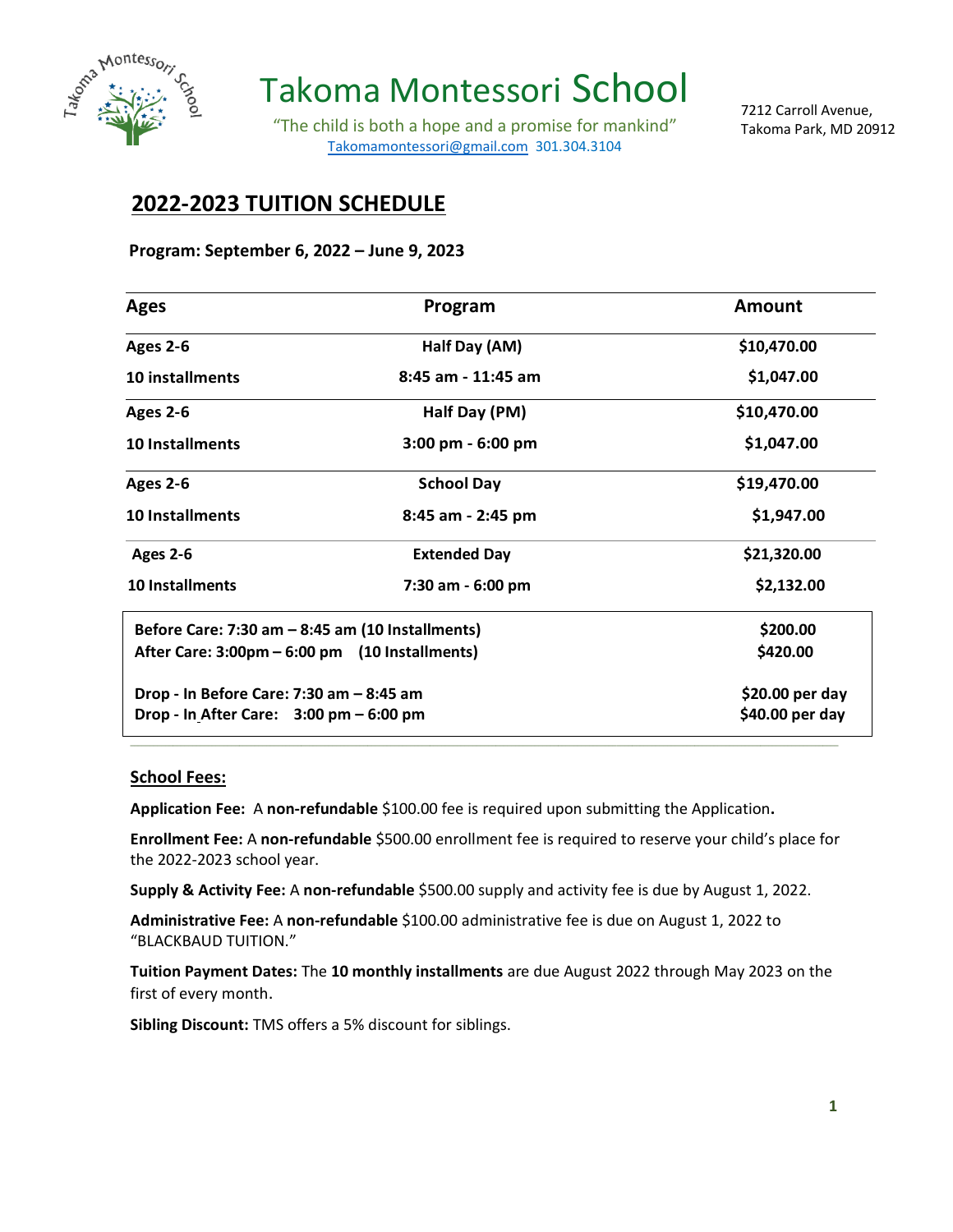# Takoma Montessori School

"The child is both a hope and a promise for mankind"

Takomamontessori@gmail.com 301.304.3104

7212 Carroll Avenue,
Takoma Park, MD 20912

## 2022-2023 TUITION SCHEDULE

**Program: September 6, 2022 – June 9, 2023**

| Ages | Program | Amount |
|---|---|---|
| **Ages 2-6** | **Half Day (AM)** | **$10,470.00** |
| **10 installments** | **8:45 am - 11:45 am** | **$1,047.00** |
| **Ages 2-6** | **Half Day (PM)** | **$10,470.00** |
| **10 Installments** | **3:00 pm - 6:00 pm** | **$1,047.00** |
| **Ages 2-6** | **School Day** | **$19,470.00** |
| **10 Installments** | **8:45 am - 2:45 pm** | **$1,947.00** |
| **Ages 2-6** | **Extended Day** | **$21,320.00** |
| **10 Installments** | **7:30 am - 6:00 pm** | **$2,132.00** |

| | |
|---|---|
| **Before Care: 7:30 am – 8:45 am (10 Installments)** | **$200.00** |
| **After Care: 3:00pm – 6:00 pm (10 Installments)** | **$420.00** |
| **Drop - In Before Care: 7:30 am – 8:45 am** | **$20.00 per day** |
| **Drop - In After Care: 3:00 pm – 6:00 pm** | **$40.00 per day** |

### School Fees:

**Application Fee:** A **non-refundable** $100.00 fee is required upon submitting the Application**.**

**Enrollment Fee:** A **non-refundable** $500.00 enrollment fee is required to reserve your child's place for the 2022-2023 school year.

**Supply & Activity Fee:** A **non-refundable** $500.00 supply and activity fee is due by August 1, 2022.

**Administrative Fee:** A **non-refundable** $100.00 administrative fee is due on August 1, 2022 to "BLACKBAUD TUITION."

**Tuition Payment Dates:** The **10 monthly installments** are due August 2022 through May 2023 on the first of every month.

**Sibling Discount:** TMS offers a 5% discount for siblings.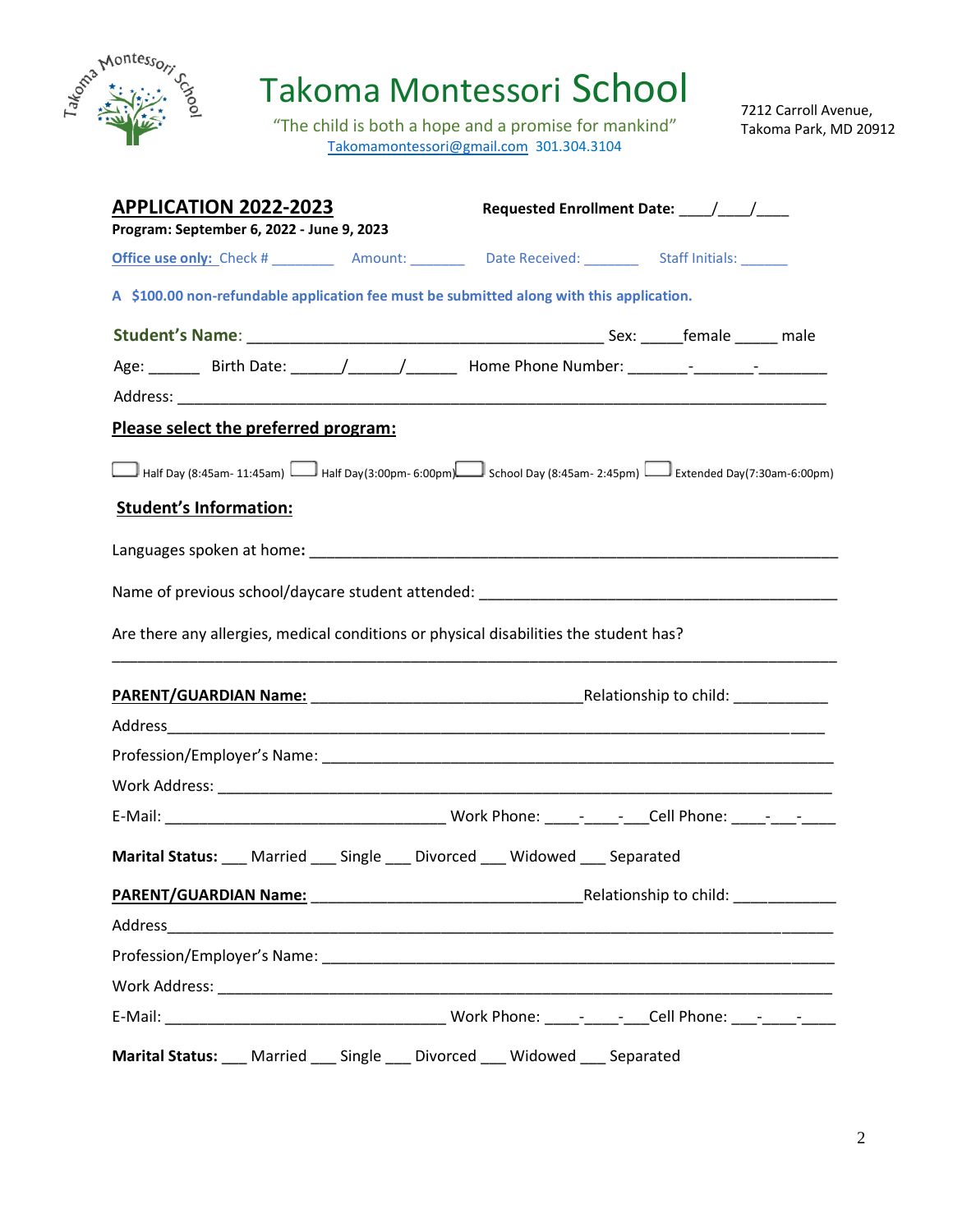# Takoma Montessori School

"The child is both a hope and a promise for mankind"
Takomamontessori@gmail.com 301.304.3104

7212 Carroll Avenue,
Takoma Park, MD 20912

## APPLICATION 2022-2023

**Program: September 6, 2022 - June 9, 2023**

**Requested Enrollment Date:** ____/____/____

**Office use only:** Check # ________ Amount: _______ Date Received: _______ Staff Initials: ______

**A $100.00 non-refundable application fee must be submitted along with this application.**

**Student's Name**: __________________________________________ Sex: _____female _____ male

Age: ______ Birth Date: ______/______/______ Home Phone Number: _______-_______-________

Address: ______________________________________________________________________________

**Please select the preferred program:**

☐ Half Day (8:45am- 11:45am) ☐ Half Day(3:00pm- 6:00pm) ☐ School Day (8:45am- 2:45pm) ☐ Extended Day(7:30am-6:00pm)

**Student's Information:**

Languages spoken at home: ______________________________________________________________

Name of previous school/daycare student attended: ___________________________________________

Are there any allergies, medical conditions or physical disabilities the student has?

_________________________________________________________________________________

**PARENT/GUARDIAN Name:** ________________________________Relationship to child: ___________

Address___________________________________________________________________________

Profession/Employer's Name: ___________________________________________________________

Work Address: ______________________________________________________________________

E-Mail: _________________________________ Work Phone: ____-____-___Cell Phone: ____-___-____

**Marital Status:** ___ Married ___ Single ___ Divorced ___ Widowed ___ Separated

**PARENT/GUARDIAN Name:** ________________________________Relationship to child: ____________

Address___________________________________________________________________________

Profession/Employer's Name: ___________________________________________________________

Work Address: ______________________________________________________________________

E-Mail: _________________________________ Work Phone: ____-____-___Cell Phone: ___-____-____

**Marital Status:** ___ Married ___ Single ___ Divorced ___ Widowed ___ Separated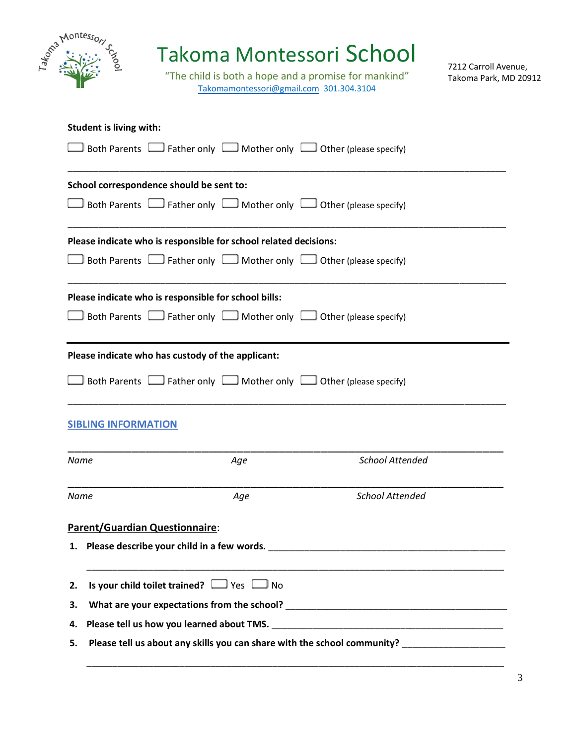# Takoma Montessori School

"The child is both a hope and a promise for mankind"
Takomamontessori@gmail.com 301.304.3104

7212 Carroll Avenue,
Takoma Park, MD 20912

**Student is living with:**

☐ Both Parents ☐ Father only ☐ Mother only ☐ Other (please specify)

___________________________________________________________________________

**School correspondence should be sent to:**

☐ Both Parents ☐ Father only ☐ Mother only ☐ Other (please specify)

___________________________________________________________________________

**Please indicate who is responsible for school related decisions:**

☐ Both Parents ☐ Father only ☐ Mother only ☐ Other (please specify)

___________________________________________________________________________

**Please indicate who is responsible for school bills:**

☐ Both Parents ☐ Father only ☐ Mother only ☐ Other (please specify)

---

**Please indicate who has custody of the applicant:**

☐ Both Parents ☐ Father only ☐ Mother only ☐ Other (please specify)

___________________________________________________________________________

## SIBLING INFORMATION

___________________________________________________________________________

*Name* *Age* *School Attended*

___________________________________________________________________________

*Name* *Age* *School Attended*

## Parent/Guardian Questionnaire:

1. **Please describe your child in a few words.** ___________________________________________

   ___________________________________________________________________________

2. **Is your child toilet trained?** ☐ Yes ☐ No
3. **What are your expectations from the school?** ___________________________________________
4. **Please tell us how you learned about TMS.** ___________________________________________
5. **Please tell us about any skills you can share with the school community?** ____________________

   ___________________________________________________________________________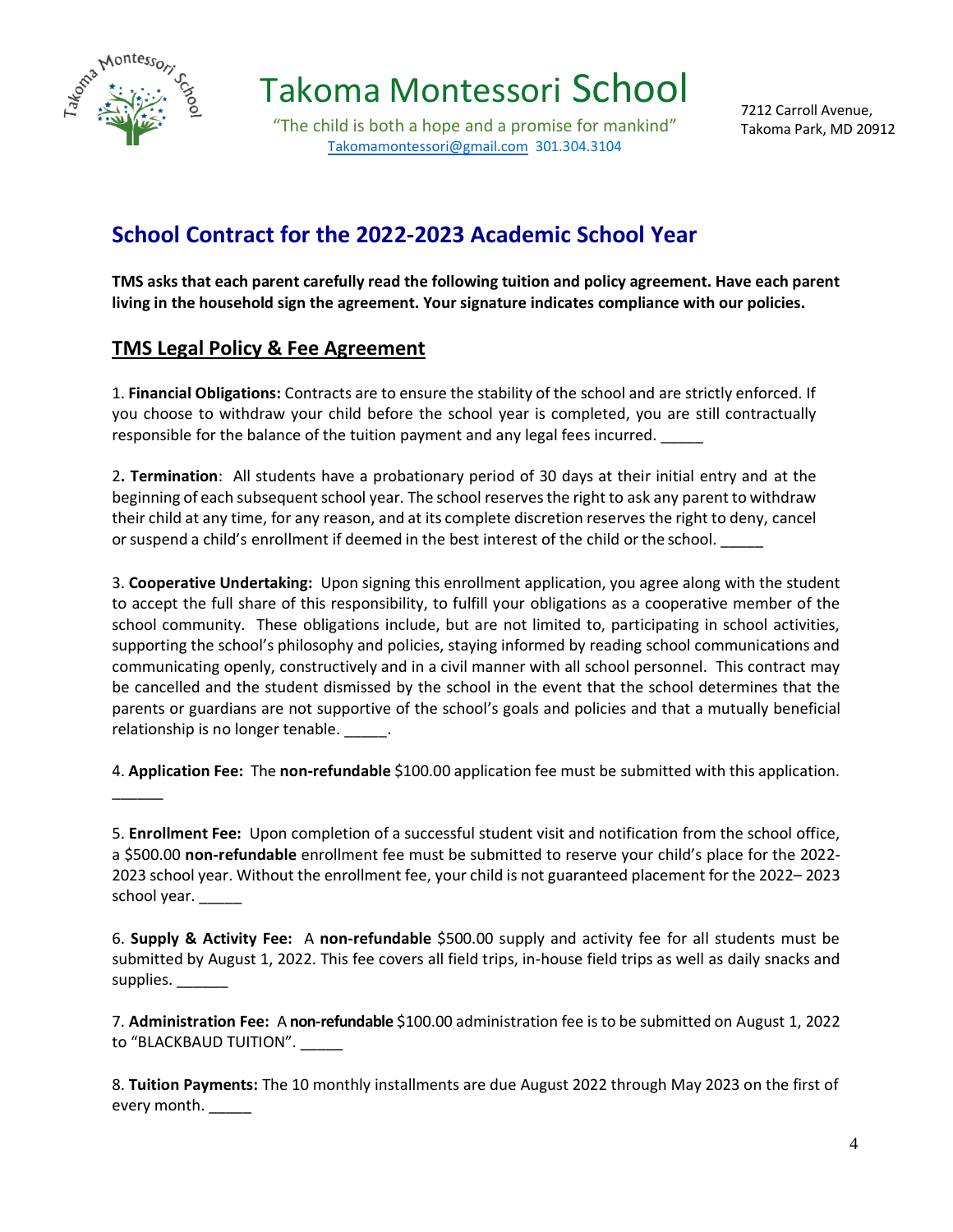# Takoma Montessori School

"The child is both a hope and a promise for mankind"
Takomamontessori@gmail.com 301.304.3104

7212 Carroll Avenue,
Takoma Park, MD 20912

## School Contract for the 2022-2023 Academic School Year

**TMS asks that each parent carefully read the following tuition and policy agreement. Have each parent living in the household sign the agreement. Your signature indicates compliance with our policies.**

### TMS Legal Policy & Fee Agreement

1. **Financial Obligations:** Contracts are to ensure the stability of the school and are strictly enforced. If you choose to withdraw your child before the school year is completed, you are still contractually responsible for the balance of the tuition payment and any legal fees incurred. _____

2. **Termination**: All students have a probationary period of 30 days at their initial entry and at the beginning of each subsequent school year. The school reserves the right to ask any parent to withdraw their child at any time, for any reason, and at its complete discretion reserves the right to deny, cancel or suspend a child's enrollment if deemed in the best interest of the child or the school. _____

3. **Cooperative Undertaking:** Upon signing this enrollment application, you agree along with the student to accept the full share of this responsibility, to fulfill your obligations as a cooperative member of the school community. These obligations include, but are not limited to, participating in school activities, supporting the school's philosophy and policies, staying informed by reading school communications and communicating openly, constructively and in a civil manner with all school personnel. This contract may be cancelled and the student dismissed by the school in the event that the school determines that the parents or guardians are not supportive of the school's goals and policies and that a mutually beneficial relationship is no longer tenable. _____.

4. **Application Fee:** The **non-refundable** $100.00 application fee must be submitted with this application. ______

5. **Enrollment Fee:** Upon completion of a successful student visit and notification from the school office, a $500.00 **non-refundable** enrollment fee must be submitted to reserve your child's place for the 2022-2023 school year. Without the enrollment fee, your child is not guaranteed placement for the 2022– 2023 school year. _____

6. **Supply & Activity Fee:** A **non-refundable** $500.00 supply and activity fee for all students must be submitted by August 1, 2022. This fee covers all field trips, in-house field trips as well as daily snacks and supplies. ______

7. **Administration Fee:** A **non-refundable** $100.00 administration fee is to be submitted on August 1, 2022 to "BLACKBAUD TUITION". _____

8. **Tuition Payments:** The 10 monthly installments are due August 2022 through May 2023 on the first of every month. _____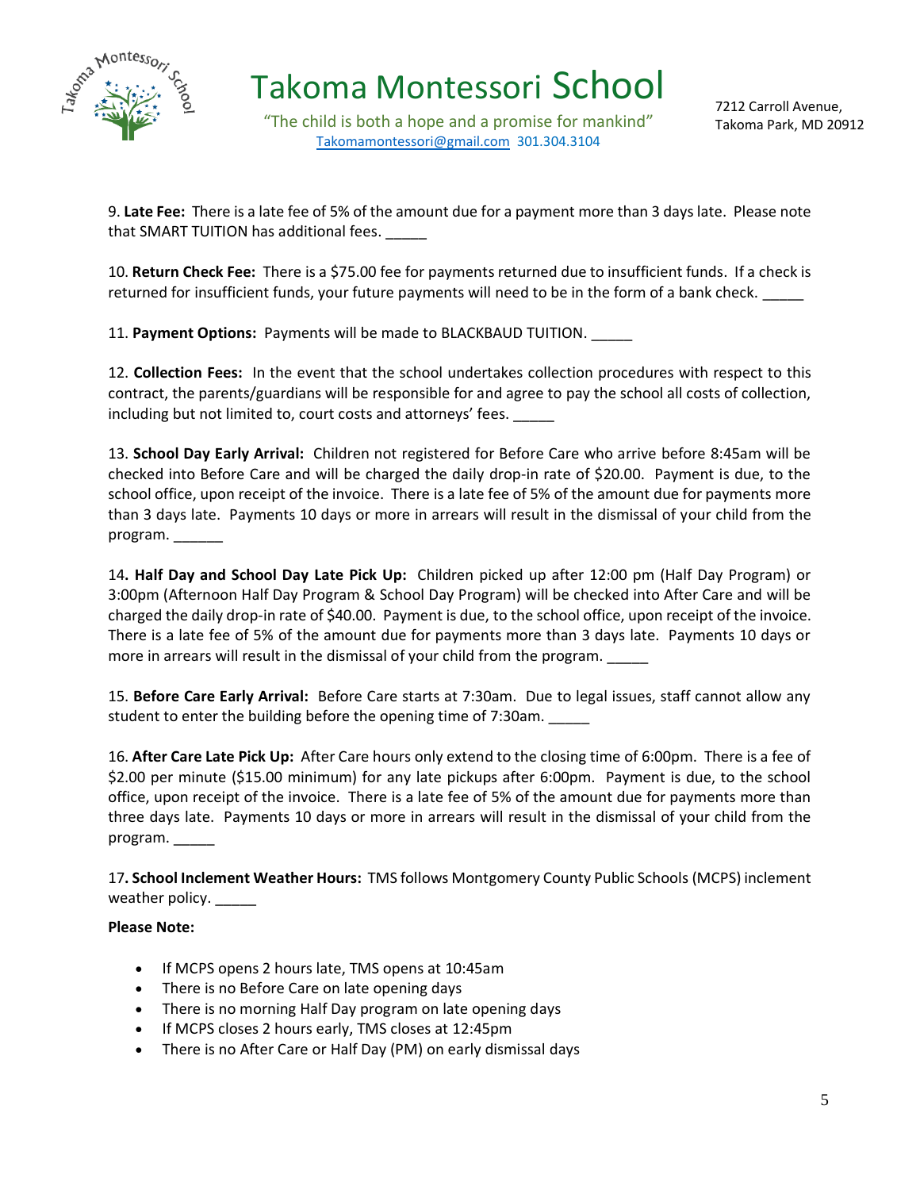9. **Late Fee:** There is a late fee of 5% of the amount due for a payment more than 3 days late. Please note that SMART TUITION has additional fees. _____

10. **Return Check Fee:** There is a $75.00 fee for payments returned due to insufficient funds. If a check is returned for insufficient funds, your future payments will need to be in the form of a bank check. _____

11. **Payment Options:** Payments will be made to BLACKBAUD TUITION. _____

12. **Collection Fees:** In the event that the school undertakes collection procedures with respect to this contract, the parents/guardians will be responsible for and agree to pay the school all costs of collection, including but not limited to, court costs and attorneys' fees. _____

13. **School Day Early Arrival:** Children not registered for Before Care who arrive before 8:45am will be checked into Before Care and will be charged the daily drop-in rate of $20.00. Payment is due, to the school office, upon receipt of the invoice. There is a late fee of 5% of the amount due for payments more than 3 days late. Payments 10 days or more in arrears will result in the dismissal of your child from the program. ______

14**. Half Day and School Day Late Pick Up:** Children picked up after 12:00 pm (Half Day Program) or 3:00pm (Afternoon Half Day Program & School Day Program) will be checked into After Care and will be charged the daily drop-in rate of $40.00. Payment is due, to the school office, upon receipt of the invoice. There is a late fee of 5% of the amount due for payments more than 3 days late. Payments 10 days or more in arrears will result in the dismissal of your child from the program. _____

15. **Before Care Early Arrival:** Before Care starts at 7:30am. Due to legal issues, staff cannot allow any student to enter the building before the opening time of 7:30am. _____

16. **After Care Late Pick Up:** After Care hours only extend to the closing time of 6:00pm. There is a fee of $2.00 per minute ($15.00 minimum) for any late pickups after 6:00pm. Payment is due, to the school office, upon receipt of the invoice. There is a late fee of 5% of the amount due for payments more than three days late. Payments 10 days or more in arrears will result in the dismissal of your child from the program. _____

17**. School Inclement Weather Hours:** TMS follows Montgomery County Public Schools (MCPS) inclement weather policy. _____

**Please Note:**

- If MCPS opens 2 hours late, TMS opens at 10:45am
- There is no Before Care on late opening days
- There is no morning Half Day program on late opening days
- If MCPS closes 2 hours early, TMS closes at 12:45pm
- There is no After Care or Half Day (PM) on early dismissal days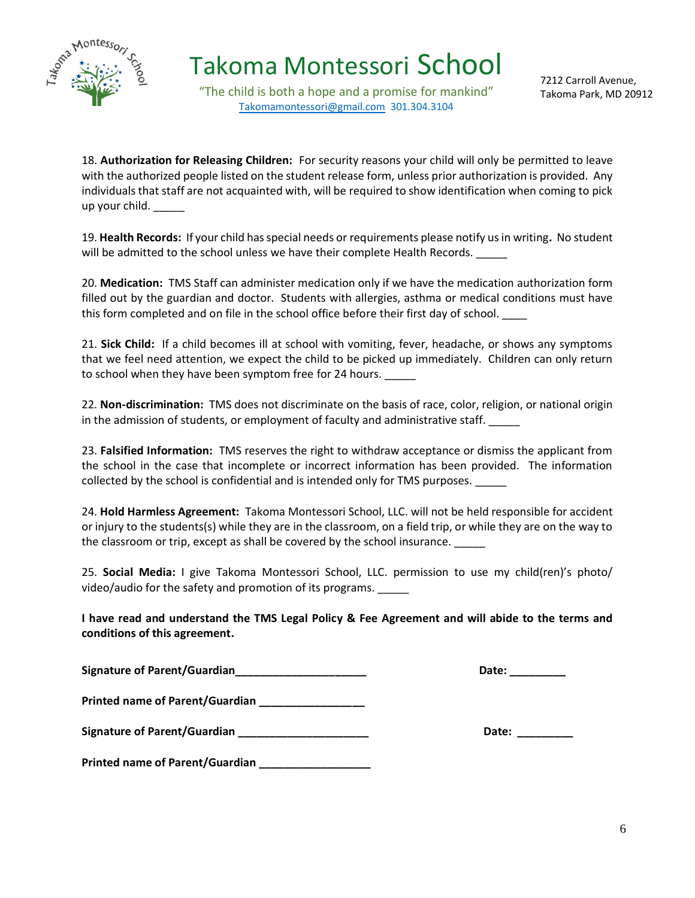# Takoma Montessori School

"The child is both a hope and a promise for mankind"
Takomamontessori@gmail.com 301.304.3104

7212 Carroll Avenue,
Takoma Park, MD 20912

18. **Authorization for Releasing Children:** For security reasons your child will only be permitted to leave with the authorized people listed on the student release form, unless prior authorization is provided. Any individuals that staff are not acquainted with, will be required to show identification when coming to pick up your child. _____

19. **Health Records:** If your child has special needs or requirements please notify us in writing**.** No student will be admitted to the school unless we have their complete Health Records. _____

20. **Medication:** TMS Staff can administer medication only if we have the medication authorization form filled out by the guardian and doctor. Students with allergies, asthma or medical conditions must have this form completed and on file in the school office before their first day of school. ____

21. **Sick Child:** If a child becomes ill at school with vomiting, fever, headache, or shows any symptoms that we feel need attention, we expect the child to be picked up immediately. Children can only return to school when they have been symptom free for 24 hours. _____

22. **Non-discrimination:** TMS does not discriminate on the basis of race, color, religion, or national origin in the admission of students, or employment of faculty and administrative staff. _____

23. **Falsified Information:** TMS reserves the right to withdraw acceptance or dismiss the applicant from the school in the case that incomplete or incorrect information has been provided. The information collected by the school is confidential and is intended only for TMS purposes. _____

24. **Hold Harmless Agreement:** Takoma Montessori School, LLC. will not be held responsible for accident or injury to the students(s) while they are in the classroom, on a field trip, or while they are on the way to the classroom or trip, except as shall be covered by the school insurance. _____

25. **Social Media:** I give Takoma Montessori School, LLC. permission to use my child(ren)'s photo/ video/audio for the safety and promotion of its programs. _____

**I have read and understand the TMS Legal Policy & Fee Agreement and will abide to the terms and conditions of this agreement.**

**Signature of Parent/Guardian_____________________** **Date: _________**

**Printed name of Parent/Guardian _________________**

**Signature of Parent/Guardian _____________________** **Date: _________**

**Printed name of Parent/Guardian __________________**